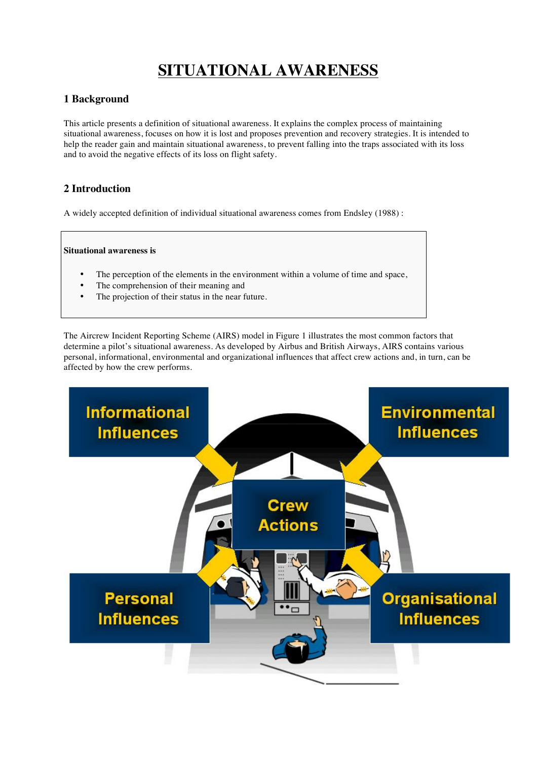# SITUATIONAL AWARENESS

## 1 Background

This article presents a definition of situational awareness. It explains the complex process of maintaining situational awareness, focuses on how it is lost and proposes prevention and recovery strategies. It is intended to help the reader gain and maintain situational awareness, to prevent falling into the traps associated with its loss and to avoid the negative effects of its loss on flight safety.

## 2 Introduction

A widely accepted definition of individual situational awareness comes from Endsley (1988) :

> **Situational awareness is**
>
> - The perception of the elements in the environment within a volume of time and space,
> - The comprehension of their meaning and
> - The projection of their status in the near future.

The Aircrew Incident Reporting Scheme (AIRS) model in Figure 1 illustrates the most common factors that determine a pilot's situational awareness. As developed by Airbus and British Airways, AIRS contains various personal, informational, environmental and organizational influences that affect crew actions and, in turn, can be affected by how the crew performs.

Informational Influences

Environmental Influences

Crew Actions

Personal Influences

Organisational Influences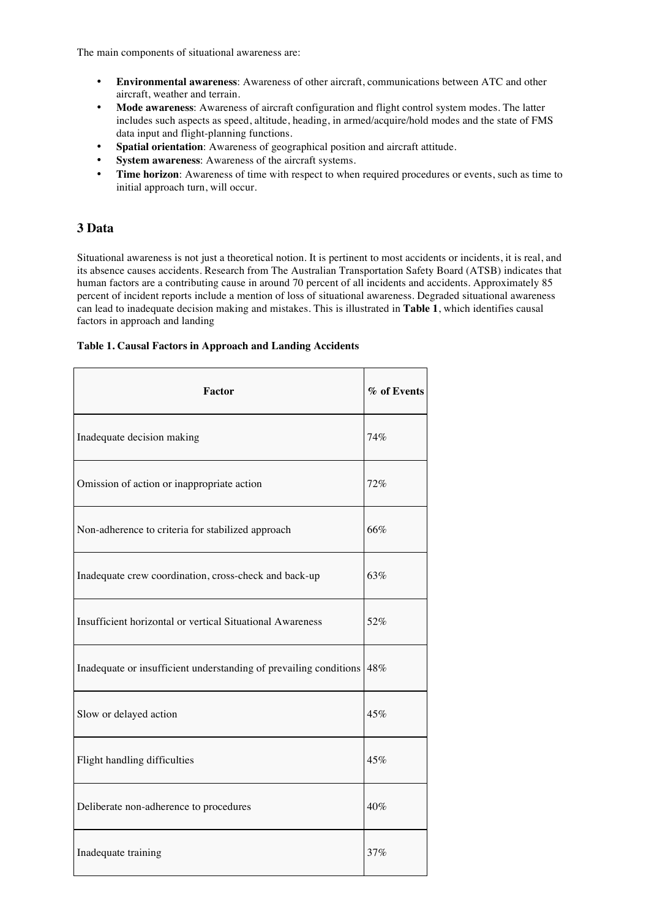The main components of situational awareness are:

- **Environmental awareness**: Awareness of other aircraft, communications between ATC and other aircraft, weather and terrain.
- **Mode awareness**: Awareness of aircraft configuration and flight control system modes. The latter includes such aspects as speed, altitude, heading, in armed/acquire/hold modes and the state of FMS data input and flight-planning functions.
- **Spatial orientation**: Awareness of geographical position and aircraft attitude.
- **System awareness**: Awareness of the aircraft systems.
- **Time horizon**: Awareness of time with respect to when required procedures or events, such as time to initial approach turn, will occur.

## 3 Data

Situational awareness is not just a theoretical notion. It is pertinent to most accidents or incidents, it is real, and its absence causes accidents. Research from The Australian Transportation Safety Board (ATSB) indicates that human factors are a contributing cause in around 70 percent of all incidents and accidents. Approximately 85 percent of incident reports include a mention of loss of situational awareness. Degraded situational awareness can lead to inadequate decision making and mistakes. This is illustrated in **Table 1**, which identifies causal factors in approach and landing

**Table 1. Causal Factors in Approach and Landing Accidents**

| Factor | % of Events |
|---|---|
| Inadequate decision making | 74% |
| Omission of action or inappropriate action | 72% |
| Non-adherence to criteria for stabilized approach | 66% |
| Inadequate crew coordination, cross-check and back-up | 63% |
| Insufficient horizontal or vertical Situational Awareness | 52% |
| Inadequate or insufficient understanding of prevailing conditions | 48% |
| Slow or delayed action | 45% |
| Flight handling difficulties | 45% |
| Deliberate non-adherence to procedures | 40% |
| Inadequate training | 37% |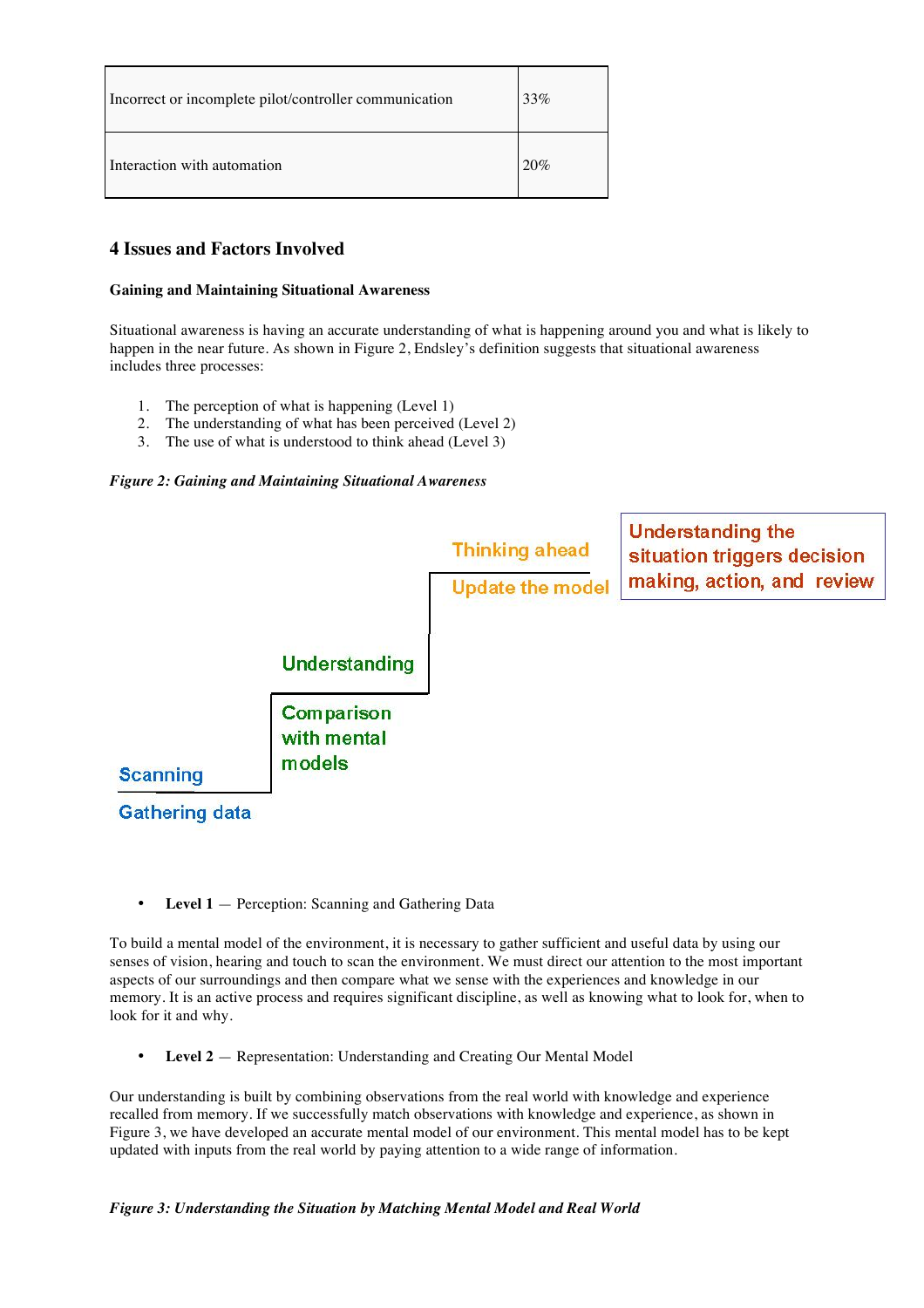| Incorrect or incomplete pilot/controller communication | 33% |
|---|---|
| Interaction with automation | 20% |

## 4 Issues and Factors Involved

**Gaining and Maintaining Situational Awareness**

Situational awareness is having an accurate understanding of what is happening around you and what is likely to happen in the near future. As shown in Figure 2, Endsley's definition suggests that situational awareness includes three processes:

1. The perception of what is happening (Level 1)
2. The understanding of what has been perceived (Level 2)
3. The use of what is understood to think ahead (Level 3)

***Figure 2: Gaining and Maintaining Situational Awareness***

Thinking ahead

Update the model

Understanding the situation triggers decision making, action, and review

Understanding

Comparison with mental models

Scanning

Gathering data

- **Level 1** — Perception: Scanning and Gathering Data

To build a mental model of the environment, it is necessary to gather sufficient and useful data by using our senses of vision, hearing and touch to scan the environment. We must direct our attention to the most important aspects of our surroundings and then compare what we sense with the experiences and knowledge in our memory. It is an active process and requires significant discipline, as well as knowing what to look for, when to look for it and why.

- **Level 2** — Representation: Understanding and Creating Our Mental Model

Our understanding is built by combining observations from the real world with knowledge and experience recalled from memory. If we successfully match observations with knowledge and experience, as shown in Figure 3, we have developed an accurate mental model of our environment. This mental model has to be kept updated with inputs from the real world by paying attention to a wide range of information.

***Figure 3: Understanding the Situation by Matching Mental Model and Real World***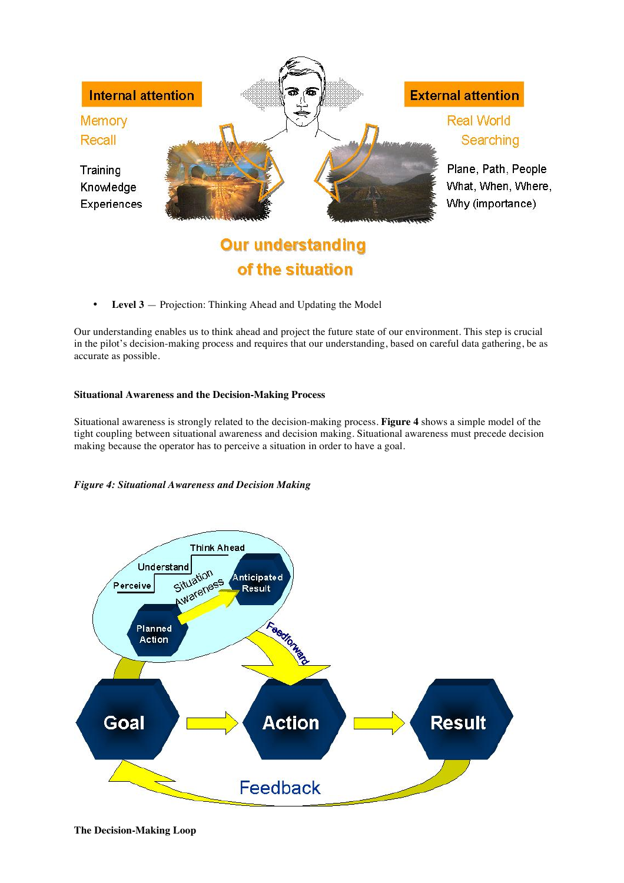- **Level 3** — Projection: Thinking Ahead and Updating the Model

Our understanding enables us to think ahead and project the future state of our environment. This step is crucial in the pilot's decision-making process and requires that our understanding, based on careful data gathering, be as accurate as possible.

**Situational Awareness and the Decision-Making Process**

Situational awareness is strongly related to the decision-making process. **Figure 4** shows a simple model of the tight coupling between situational awareness and decision making. Situational awareness must precede decision making because the operator has to perceive a situation in order to have a goal.

*Figure 4: Situational Awareness and Decision Making*

**The Decision-Making Loop**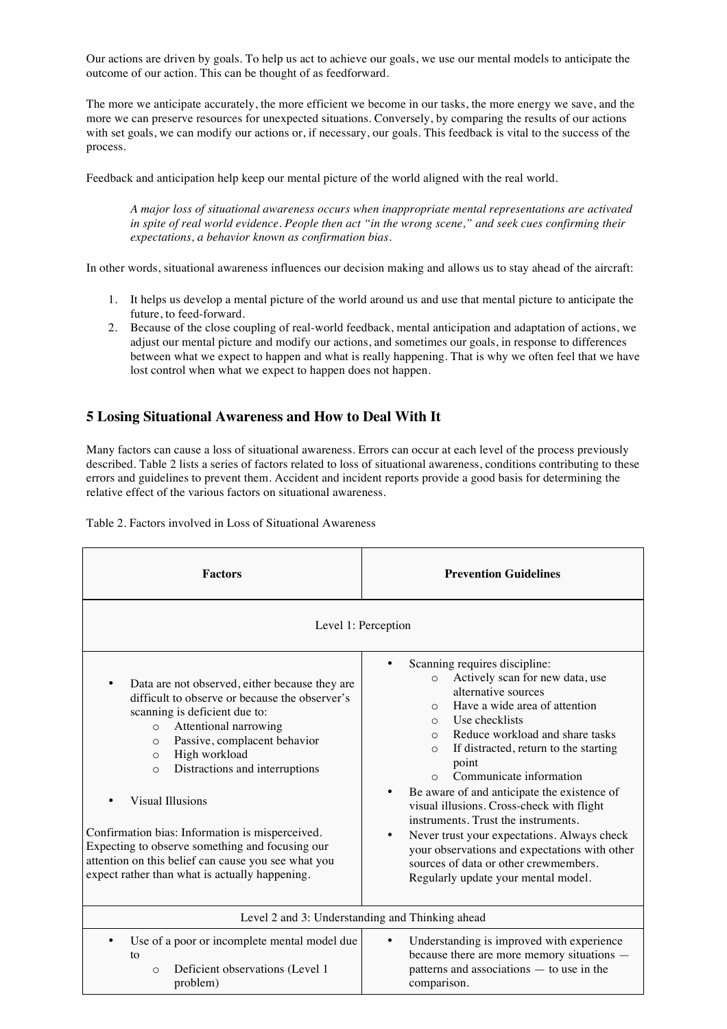Our actions are driven by goals. To help us act to achieve our goals, we use our mental models to anticipate the outcome of our action. This can be thought of as feedforward.

The more we anticipate accurately, the more efficient we become in our tasks, the more energy we save, and the more we can preserve resources for unexpected situations. Conversely, by comparing the results of our actions with set goals, we can modify our actions or, if necessary, our goals. This feedback is vital to the success of the process.

Feedback and anticipation help keep our mental picture of the world aligned with the real world.

> *A major loss of situational awareness occurs when inappropriate mental representations are activated in spite of real world evidence. People then act "in the wrong scene," and seek cues confirming their expectations, a behavior known as confirmation bias.*

In other words, situational awareness influences our decision making and allows us to stay ahead of the aircraft:

1. It helps us develop a mental picture of the world around us and use that mental picture to anticipate the future, to feed-forward.
2. Because of the close coupling of real-world feedback, mental anticipation and adaptation of actions, we adjust our mental picture and modify our actions, and sometimes our goals, in response to differences between what we expect to happen and what is really happening. That is why we often feel that we have lost control when what we expect to happen does not happen.

## 5 Losing Situational Awareness and How to Deal With It

Many factors can cause a loss of situational awareness. Errors can occur at each level of the process previously described. Table 2 lists a series of factors related to loss of situational awareness, conditions contributing to these errors and guidelines to prevent them. Accident and incident reports provide a good basis for determining the relative effect of the various factors on situational awareness.

Table 2. Factors involved in Loss of Situational Awareness

| **Factors** | **Prevention Guidelines** |
|---|---|
| Level 1: Perception | |
| • Data are not observed, either because they are difficult to observe or because the observer's scanning is deficient due to:<br>&nbsp;&nbsp;&nbsp;&nbsp;○ Attentional narrowing<br>&nbsp;&nbsp;&nbsp;&nbsp;○ Passive, complacent behavior<br>&nbsp;&nbsp;&nbsp;&nbsp;○ High workload<br>&nbsp;&nbsp;&nbsp;&nbsp;○ Distractions and interruptions<br><br>• Visual Illusions<br><br>Confirmation bias: Information is misperceived. Expecting to observe something and focusing our attention on this belief can cause you see what you expect rather than what is actually happening. | • Scanning requires discipline:<br>&nbsp;&nbsp;&nbsp;&nbsp;○ Actively scan for new data, use alternative sources<br>&nbsp;&nbsp;&nbsp;&nbsp;○ Have a wide area of attention<br>&nbsp;&nbsp;&nbsp;&nbsp;○ Use checklists<br>&nbsp;&nbsp;&nbsp;&nbsp;○ Reduce workload and share tasks<br>&nbsp;&nbsp;&nbsp;&nbsp;○ If distracted, return to the starting point<br>&nbsp;&nbsp;&nbsp;&nbsp;○ Communicate information<br>• Be aware of and anticipate the existence of visual illusions. Cross-check with flight instruments. Trust the instruments.<br>• Never trust your expectations. Always check your observations and expectations with other sources of data or other crewmembers. Regularly update your mental model. |
| Level 2 and 3: Understanding and Thinking ahead | |
| • Use of a poor or incomplete mental model due to<br>&nbsp;&nbsp;&nbsp;&nbsp;○ Deficient observations (Level 1 problem) | • Understanding is improved with experience because there are more memory situations — patterns and associations — to use in the comparison. |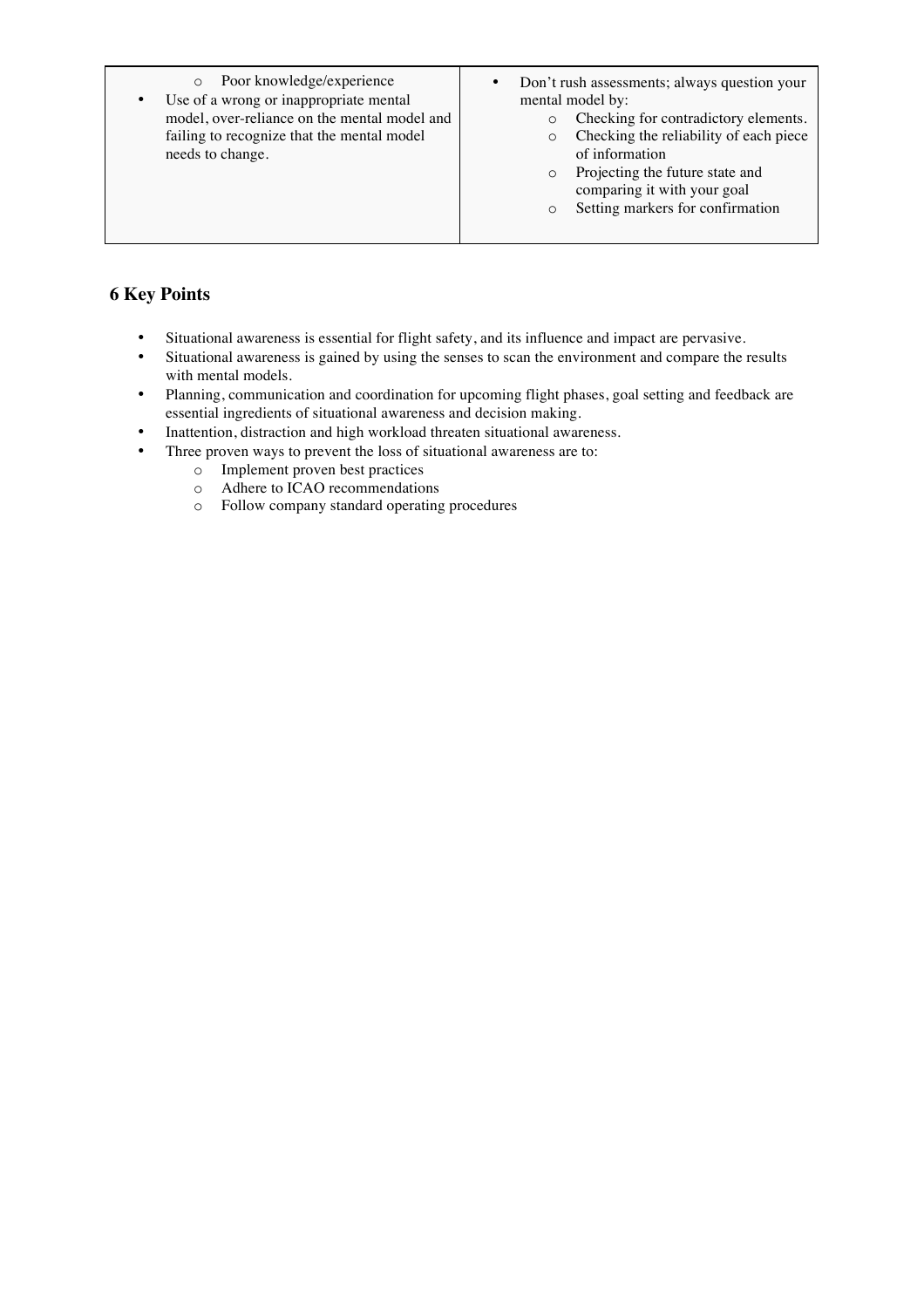| | |
|---|---|
| ○ Poor knowledge/experience<br>• Use of a wrong or inappropriate mental model, over-reliance on the mental model and failing to recognize that the mental model needs to change. | • Don't rush assessments; always question your mental model by:<br>○ Checking for contradictory elements.<br>○ Checking the reliability of each piece of information<br>○ Projecting the future state and comparing it with your goal<br>○ Setting markers for confirmation |

## 6 Key Points

- Situational awareness is essential for flight safety, and its influence and impact are pervasive.
- Situational awareness is gained by using the senses to scan the environment and compare the results with mental models.
- Planning, communication and coordination for upcoming flight phases, goal setting and feedback are essential ingredients of situational awareness and decision making.
- Inattention, distraction and high workload threaten situational awareness.
- Three proven ways to prevent the loss of situational awareness are to:
    - Implement proven best practices
    - Adhere to ICAO recommendations
    - Follow company standard operating procedures